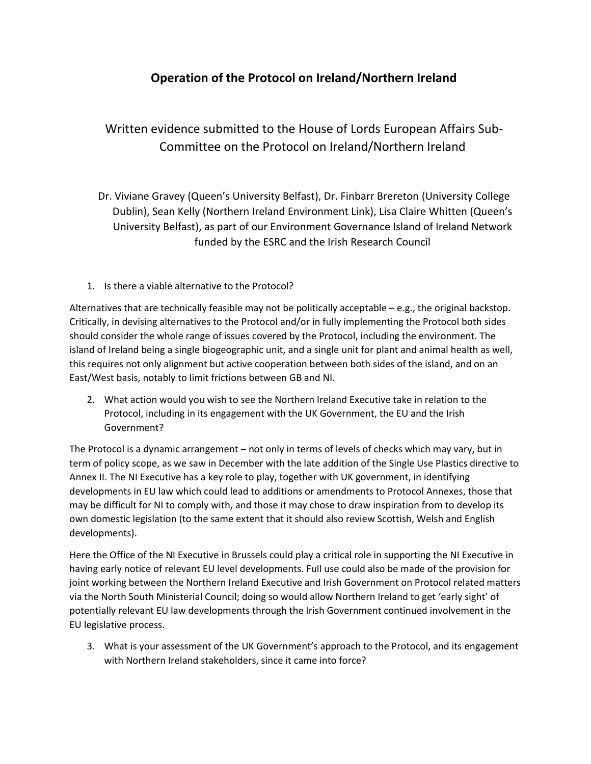# Operation of the Protocol on Ireland/Northern Ireland

## Written evidence submitted to the House of Lords European Affairs Sub-Committee on the Protocol on Ireland/Northern Ireland

Dr. Viviane Gravey (Queen's University Belfast), Dr. Finbarr Brereton (University College Dublin), Sean Kelly (Northern Ireland Environment Link), Lisa Claire Whitten (Queen's University Belfast), as part of our Environment Governance Island of Ireland Network funded by the ESRC and the Irish Research Council

1. Is there a viable alternative to the Protocol?

Alternatives that are technically feasible may not be politically acceptable – e.g., the original backstop. Critically, in devising alternatives to the Protocol and/or in fully implementing the Protocol both sides should consider the whole range of issues covered by the Protocol, including the environment. The island of Ireland being a single biogeographic unit, and a single unit for plant and animal health as well, this requires not only alignment but active cooperation between both sides of the island, and on an East/West basis, notably to limit frictions between GB and NI.

2. What action would you wish to see the Northern Ireland Executive take in relation to the Protocol, including in its engagement with the UK Government, the EU and the Irish Government?

The Protocol is a dynamic arrangement – not only in terms of levels of checks which may vary, but in term of policy scope, as we saw in December with the late addition of the Single Use Plastics directive to Annex II. The NI Executive has a key role to play, together with UK government, in identifying developments in EU law which could lead to additions or amendments to Protocol Annexes, those that may be difficult for NI to comply with, and those it may chose to draw inspiration from to develop its own domestic legislation (to the same extent that it should also review Scottish, Welsh and English developments).

Here the Office of the NI Executive in Brussels could play a critical role in supporting the NI Executive in having early notice of relevant EU level developments. Full use could also be made of the provision for joint working between the Northern Ireland Executive and Irish Government on Protocol related matters via the North South Ministerial Council; doing so would allow Northern Ireland to get 'early sight' of potentially relevant EU law developments through the Irish Government continued involvement in the EU legislative process.

3. What is your assessment of the UK Government's approach to the Protocol, and its engagement with Northern Ireland stakeholders, since it came into force?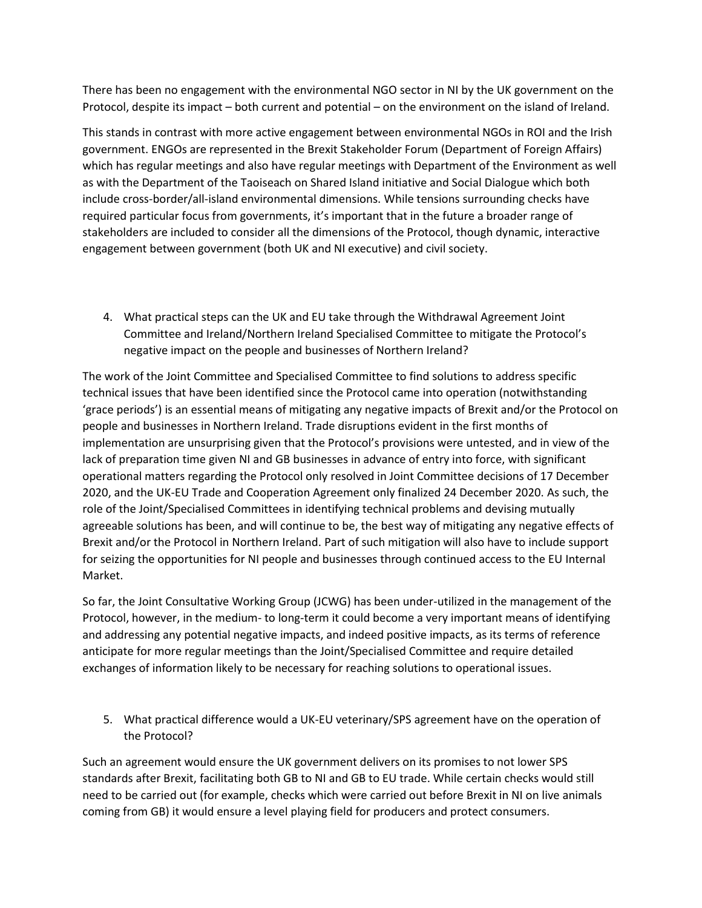There has been no engagement with the environmental NGO sector in NI by the UK government on the Protocol, despite its impact – both current and potential – on the environment on the island of Ireland.

This stands in contrast with more active engagement between environmental NGOs in ROI and the Irish government. ENGOs are represented in the Brexit Stakeholder Forum (Department of Foreign Affairs) which has regular meetings and also have regular meetings with Department of the Environment as well as with the Department of the Taoiseach on Shared Island initiative and Social Dialogue which both include cross-border/all-island environmental dimensions. While tensions surrounding checks have required particular focus from governments, it's important that in the future a broader range of stakeholders are included to consider all the dimensions of the Protocol, though dynamic, interactive engagement between government (both UK and NI executive) and civil society.

4. What practical steps can the UK and EU take through the Withdrawal Agreement Joint Committee and Ireland/Northern Ireland Specialised Committee to mitigate the Protocol's negative impact on the people and businesses of Northern Ireland?

The work of the Joint Committee and Specialised Committee to find solutions to address specific technical issues that have been identified since the Protocol came into operation (notwithstanding 'grace periods') is an essential means of mitigating any negative impacts of Brexit and/or the Protocol on people and businesses in Northern Ireland. Trade disruptions evident in the first months of implementation are unsurprising given that the Protocol's provisions were untested, and in view of the lack of preparation time given NI and GB businesses in advance of entry into force, with significant operational matters regarding the Protocol only resolved in Joint Committee decisions of 17 December 2020, and the UK-EU Trade and Cooperation Agreement only finalized 24 December 2020. As such, the role of the Joint/Specialised Committees in identifying technical problems and devising mutually agreeable solutions has been, and will continue to be, the best way of mitigating any negative effects of Brexit and/or the Protocol in Northern Ireland. Part of such mitigation will also have to include support for seizing the opportunities for NI people and businesses through continued access to the EU Internal Market.

So far, the Joint Consultative Working Group (JCWG) has been under-utilized in the management of the Protocol, however, in the medium- to long-term it could become a very important means of identifying and addressing any potential negative impacts, and indeed positive impacts, as its terms of reference anticipate for more regular meetings than the Joint/Specialised Committee and require detailed exchanges of information likely to be necessary for reaching solutions to operational issues.

5. What practical difference would a UK-EU veterinary/SPS agreement have on the operation of the Protocol?

Such an agreement would ensure the UK government delivers on its promises to not lower SPS standards after Brexit, facilitating both GB to NI and GB to EU trade. While certain checks would still need to be carried out (for example, checks which were carried out before Brexit in NI on live animals coming from GB) it would ensure a level playing field for producers and protect consumers.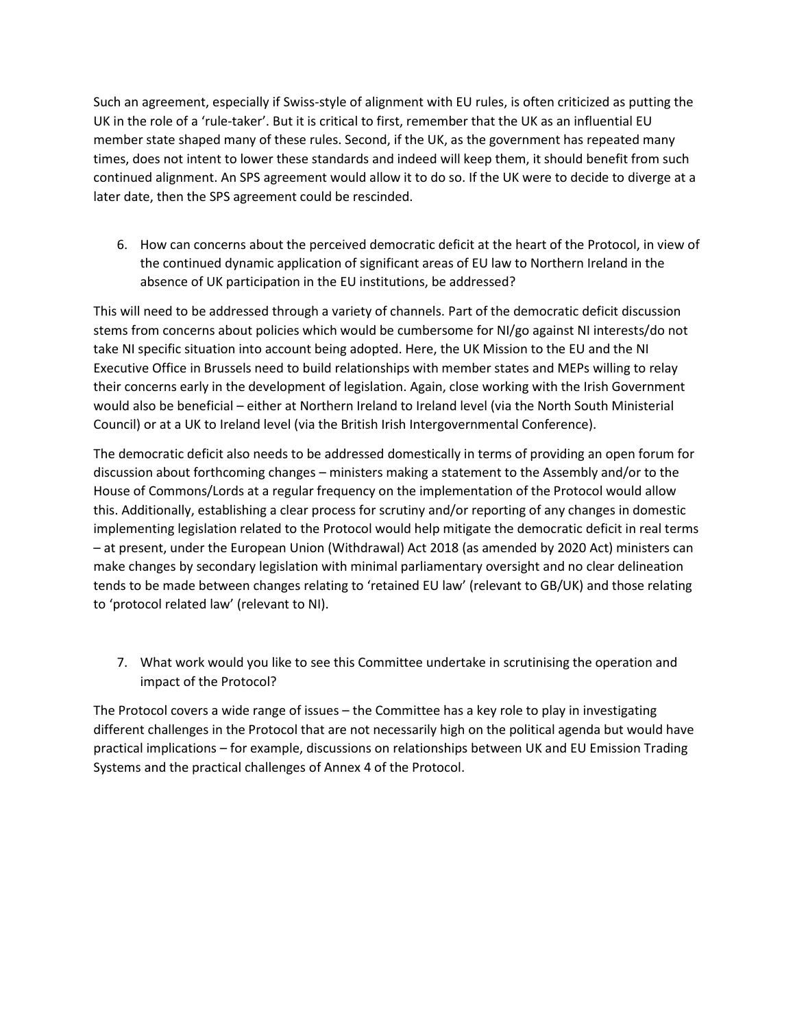Such an agreement, especially if Swiss-style of alignment with EU rules, is often criticized as putting the UK in the role of a 'rule-taker'. But it is critical to first, remember that the UK as an influential EU member state shaped many of these rules. Second, if the UK, as the government has repeated many times, does not intent to lower these standards and indeed will keep them, it should benefit from such continued alignment. An SPS agreement would allow it to do so. If the UK were to decide to diverge at a later date, then the SPS agreement could be rescinded.

6. How can concerns about the perceived democratic deficit at the heart of the Protocol, in view of the continued dynamic application of significant areas of EU law to Northern Ireland in the absence of UK participation in the EU institutions, be addressed?

This will need to be addressed through a variety of channels. Part of the democratic deficit discussion stems from concerns about policies which would be cumbersome for NI/go against NI interests/do not take NI specific situation into account being adopted. Here, the UK Mission to the EU and the NI Executive Office in Brussels need to build relationships with member states and MEPs willing to relay their concerns early in the development of legislation. Again, close working with the Irish Government would also be beneficial – either at Northern Ireland to Ireland level (via the North South Ministerial Council) or at a UK to Ireland level (via the British Irish Intergovernmental Conference).

The democratic deficit also needs to be addressed domestically in terms of providing an open forum for discussion about forthcoming changes – ministers making a statement to the Assembly and/or to the House of Commons/Lords at a regular frequency on the implementation of the Protocol would allow this. Additionally, establishing a clear process for scrutiny and/or reporting of any changes in domestic implementing legislation related to the Protocol would help mitigate the democratic deficit in real terms – at present, under the European Union (Withdrawal) Act 2018 (as amended by 2020 Act) ministers can make changes by secondary legislation with minimal parliamentary oversight and no clear delineation tends to be made between changes relating to 'retained EU law' (relevant to GB/UK) and those relating to 'protocol related law' (relevant to NI).

7. What work would you like to see this Committee undertake in scrutinising the operation and impact of the Protocol?

The Protocol covers a wide range of issues – the Committee has a key role to play in investigating different challenges in the Protocol that are not necessarily high on the political agenda but would have practical implications – for example, discussions on relationships between UK and EU Emission Trading Systems and the practical challenges of Annex 4 of the Protocol.